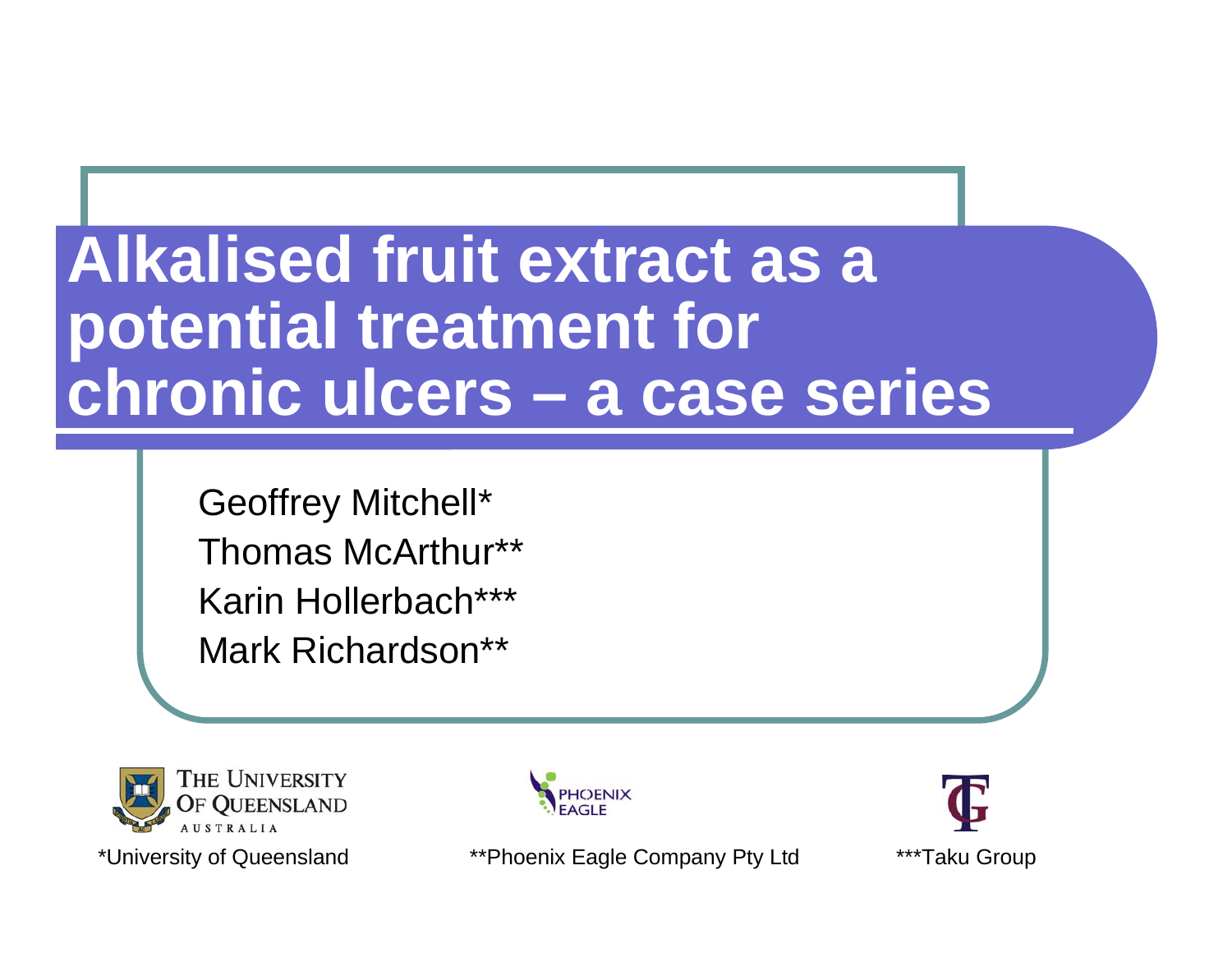# Alkalised fruit extract as a potential treatment for chronic ulcers – a case series

Geoffrey Mitchell*
Thomas McArthur**
Karin Hollerbach***
Mark Richardson**

*University of Queensland

**Phoenix Eagle Company Pty Ltd

***Taku Group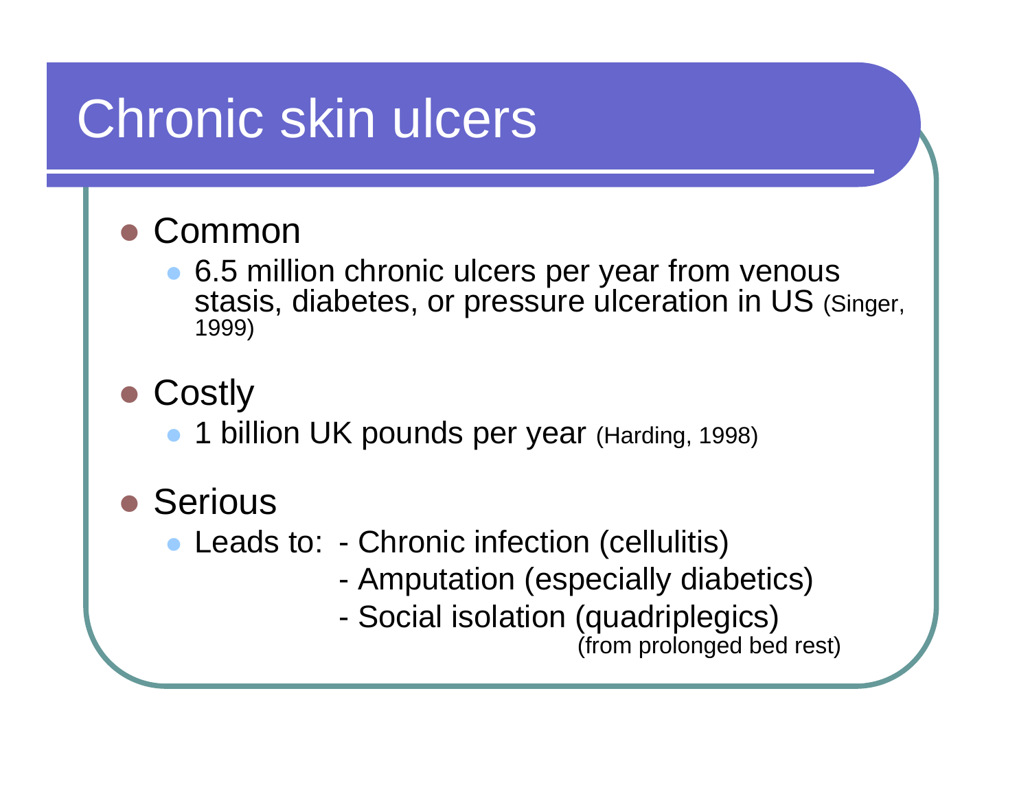# Chronic skin ulcers

- Common
  - 6.5 million chronic ulcers per year from venous stasis, diabetes, or pressure ulceration in US (Singer, 1999)
- Costly
  - 1 billion UK pounds per year (Harding, 1998)
- Serious
  - Leads to:
    - Chronic infection (cellulitis)
    - Amputation (especially diabetics)
    - Social isolation (quadriplegics) (from prolonged bed rest)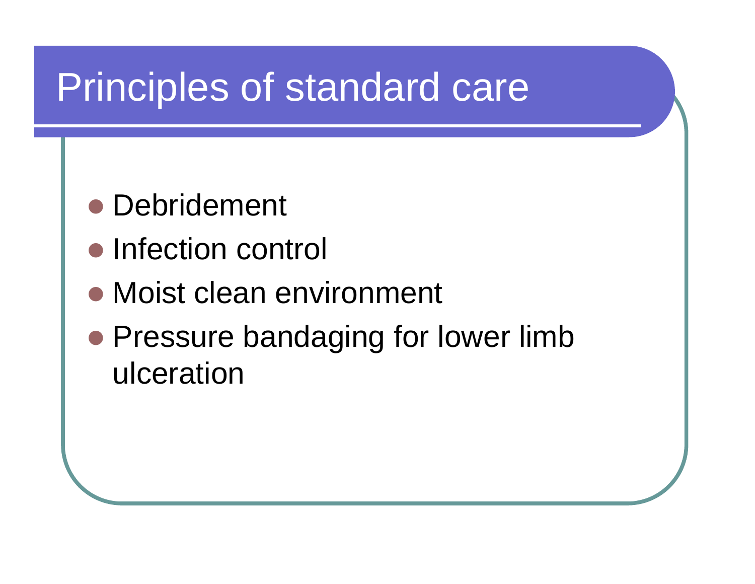# Principles of standard care

- Debridement
- Infection control
- Moist clean environment
- Pressure bandaging for lower limb ulceration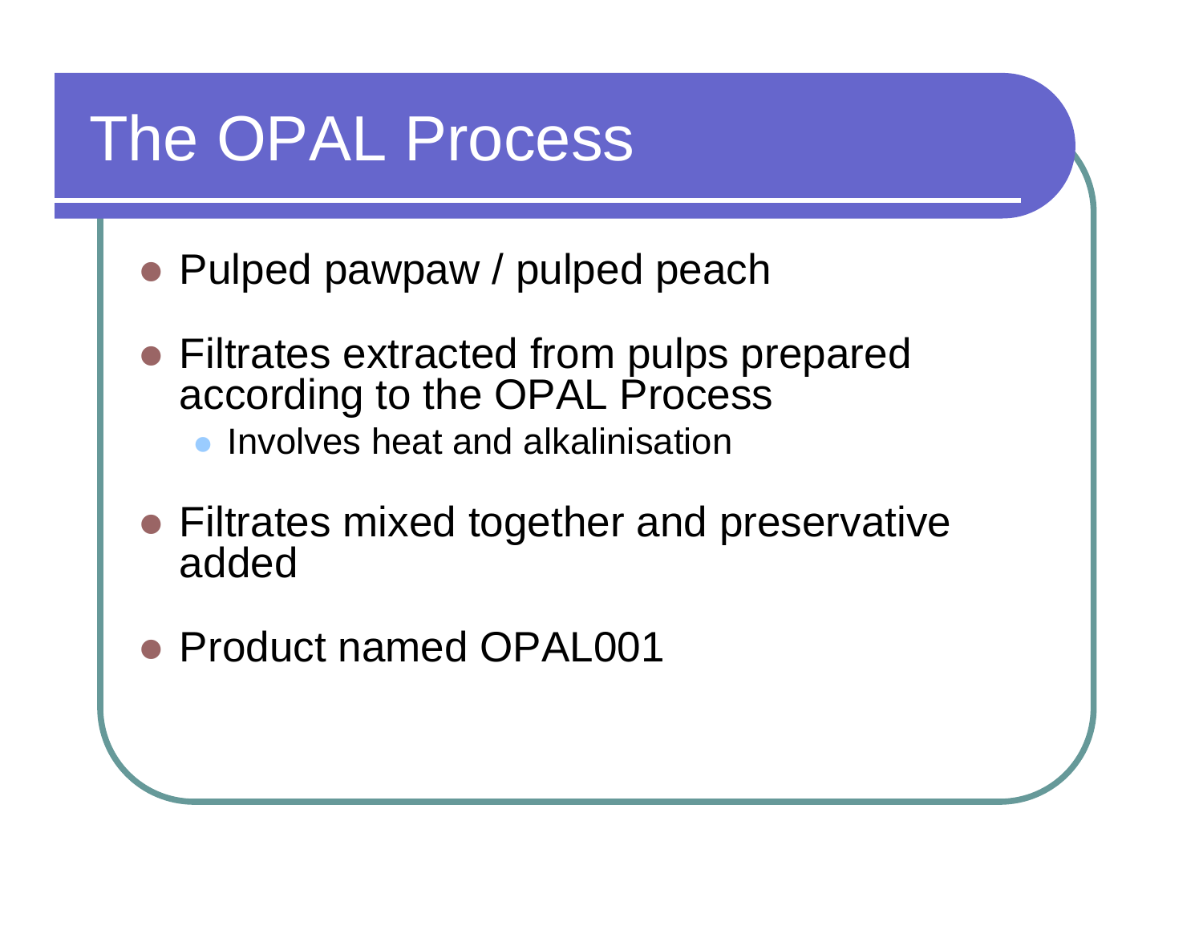# The OPAL Process

- Pulped pawpaw / pulped peach
- Filtrates extracted from pulps prepared according to the OPAL Process
  - Involves heat and alkalinisation
- Filtrates mixed together and preservative added
- Product named OPAL001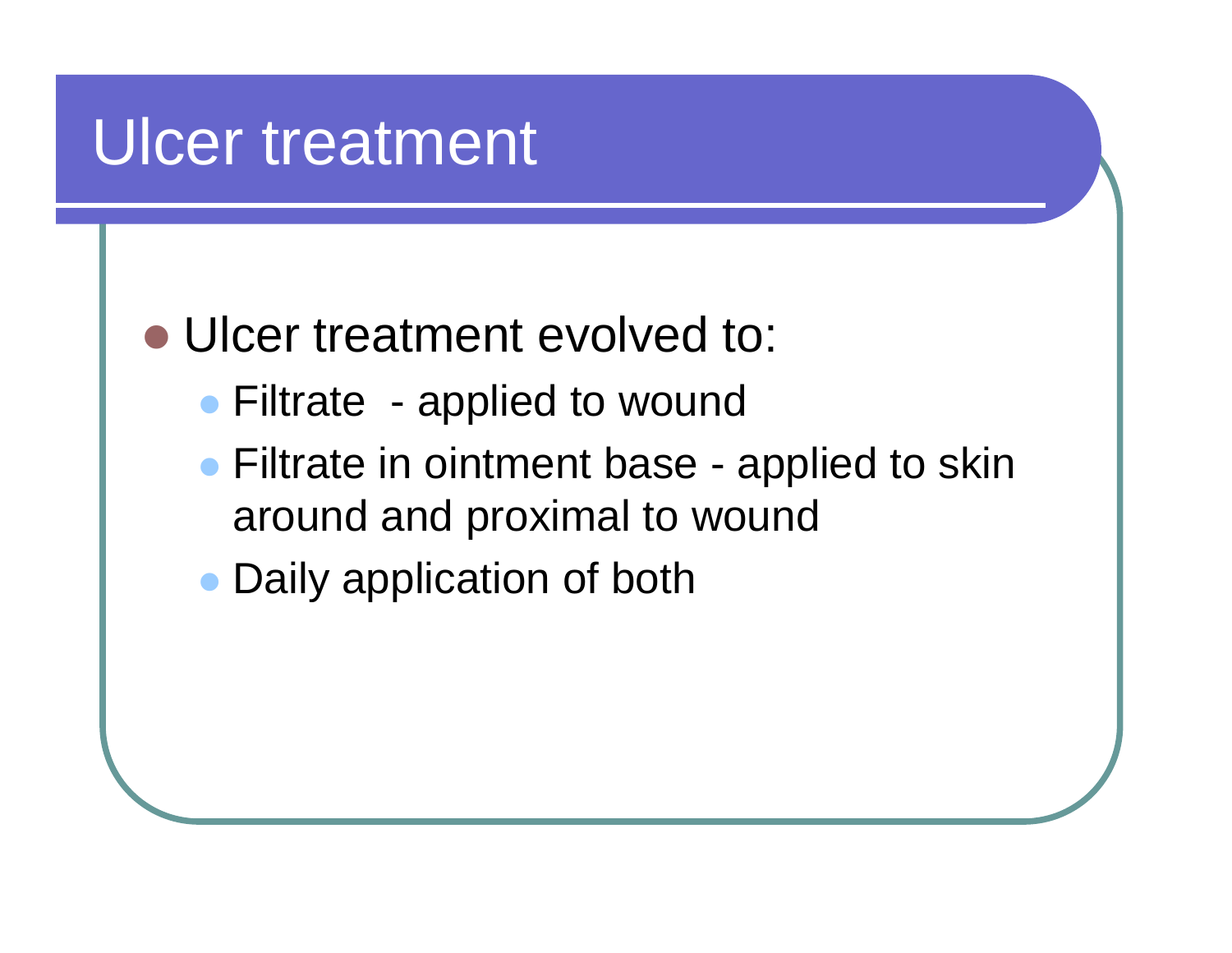# Ulcer treatment

- Ulcer treatment evolved to:
  - Filtrate  - applied to wound
  - Filtrate in ointment base - applied to skin around and proximal to wound
  - Daily application of both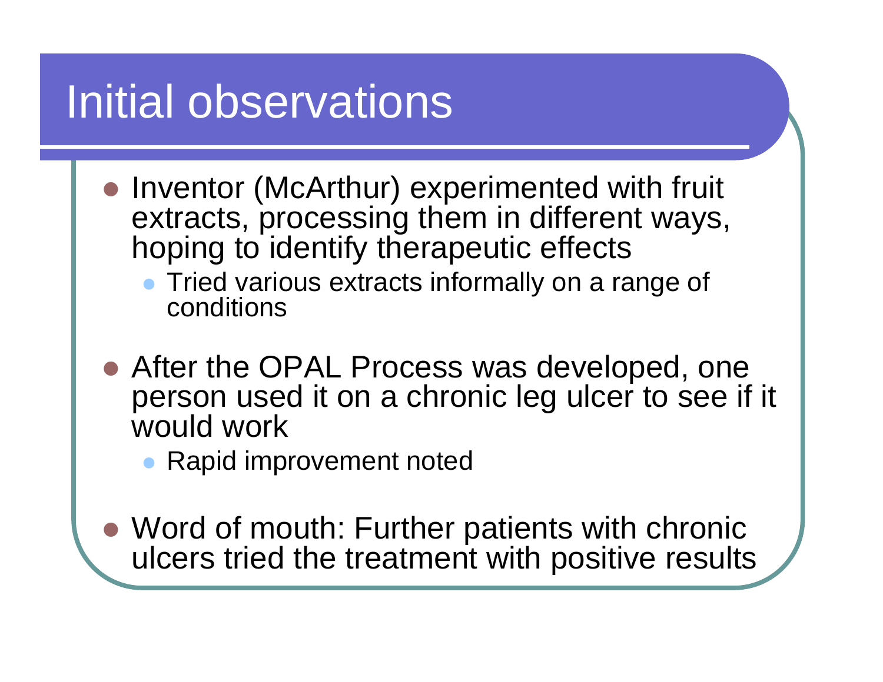# Initial observations

- Inventor (McArthur) experimented with fruit extracts, processing them in different ways, hoping to identify therapeutic effects
  - Tried various extracts informally on a range of conditions
- After the OPAL Process was developed, one person used it on a chronic leg ulcer to see if it would work
  - Rapid improvement noted
- Word of mouth: Further patients with chronic ulcers tried the treatment with positive results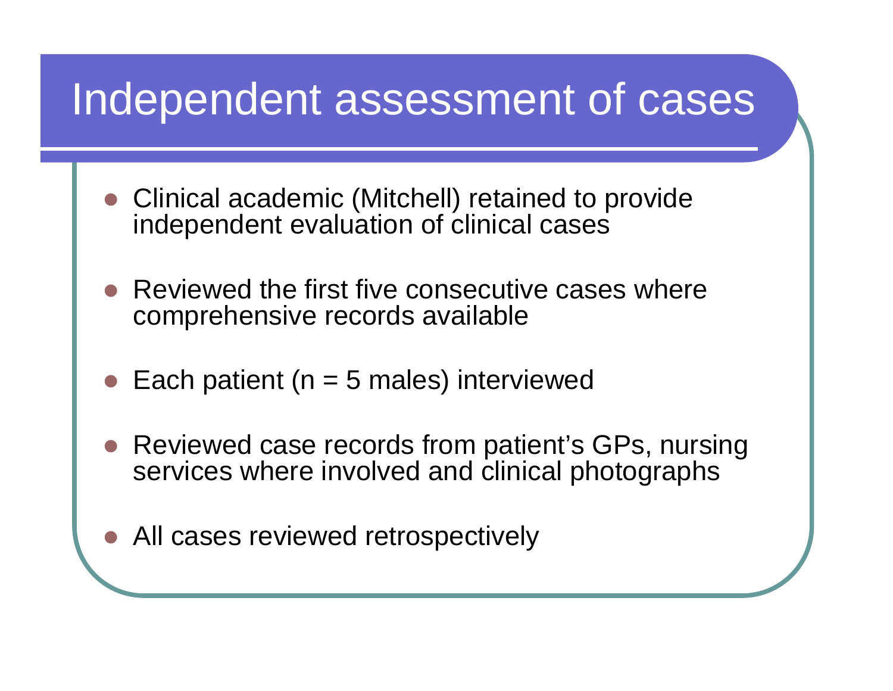# Independent assessment of cases

- Clinical academic (Mitchell) retained to provide independent evaluation of clinical cases
- Reviewed the first five consecutive cases where comprehensive records available
- Each patient (n = 5 males) interviewed
- Reviewed case records from patient's GPs, nursing services where involved and clinical photographs
- All cases reviewed retrospectively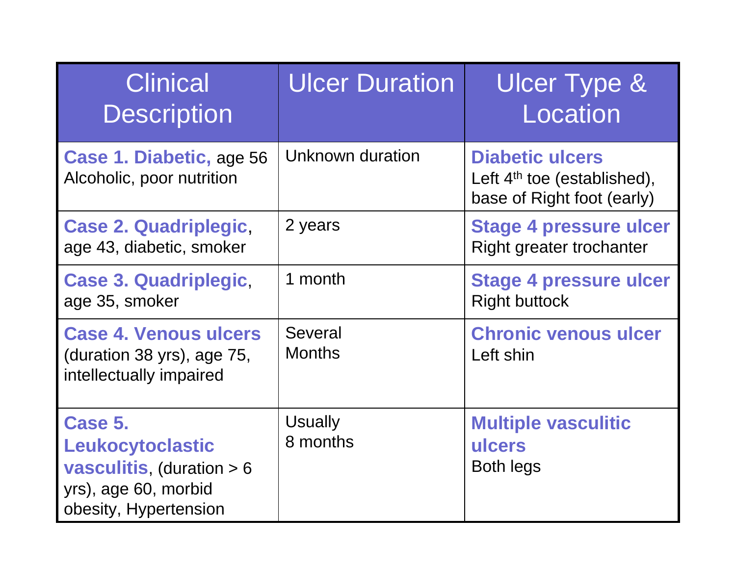| Clinical Description | Ulcer Duration | Ulcer Type & Location |
|---|---|---|
| **Case 1. Diabetic,** age 56 Alcoholic, poor nutrition | Unknown duration | **Diabetic ulcers** Left 4th toe (established), base of Right foot (early) |
| **Case 2. Quadriplegic**, age 43, diabetic, smoker | 2 years | **Stage 4 pressure ulcer** Right greater trochanter |
| **Case 3. Quadriplegic**, age 35, smoker | 1 month | **Stage 4 pressure ulcer** Right buttock |
| **Case 4. Venous ulcers** (duration 38 yrs), age 75, intellectually impaired | Several Months | **Chronic venous ulcer** Left shin |
| **Case 5. Leukocytoclastic vasculitis**, (duration > 6 yrs), age 60, morbid obesity, Hypertension | Usually 8 months | **Multiple vasculitic ulcers** Both legs |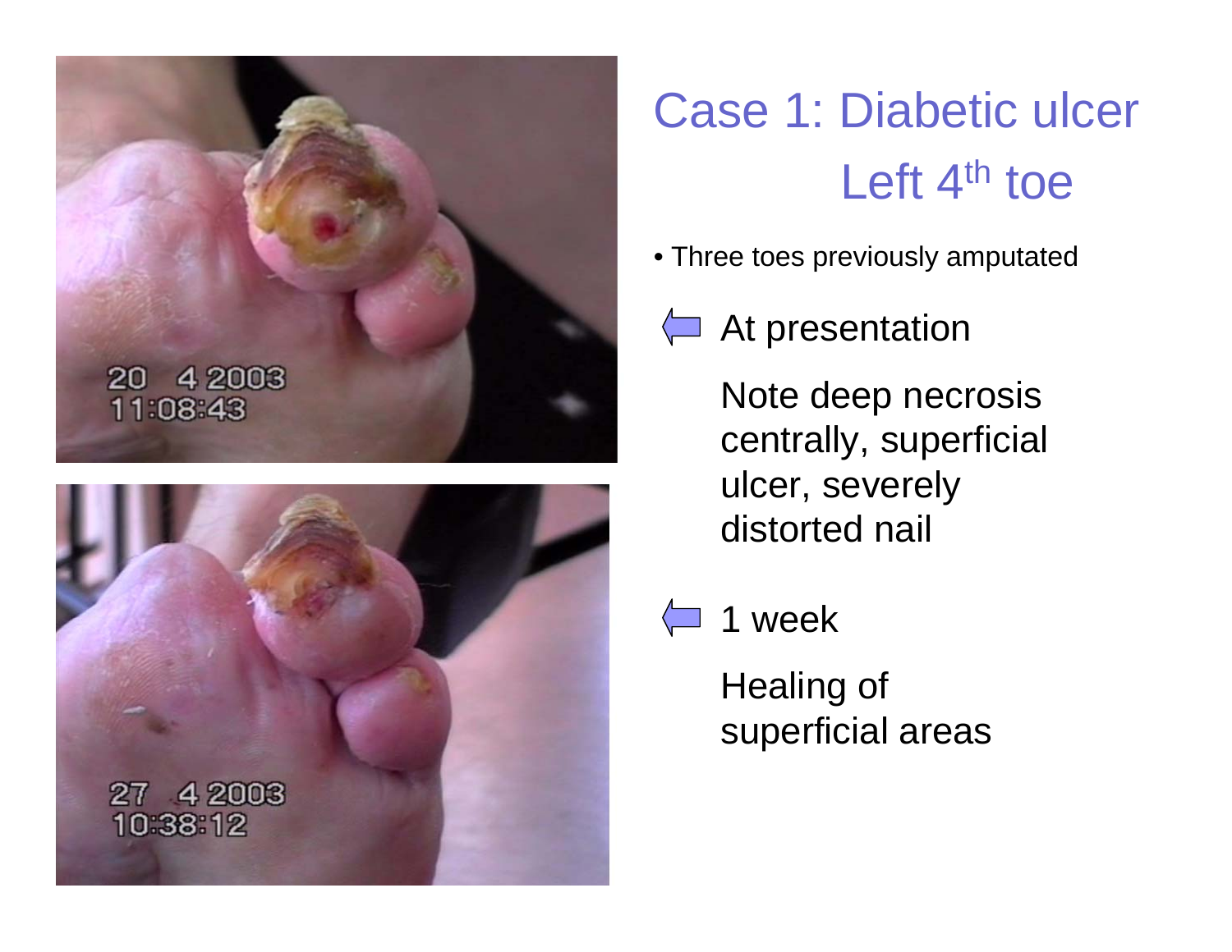# Case 1: Diabetic ulcer Left 4$^{th}$ toe

- Three toes previously amputated

⇦ At presentation

Note deep necrosis centrally, superficial ulcer, severely distorted nail

⇦ 1 week

Healing of superficial areas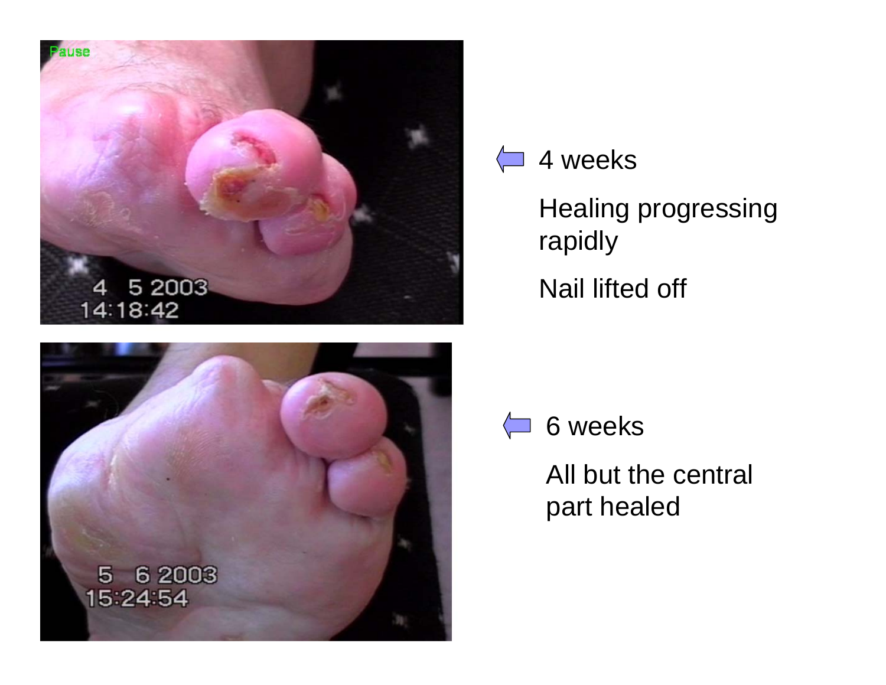4 weeks

Healing progressing rapidly

Nail lifted off

6 weeks

All but the central part healed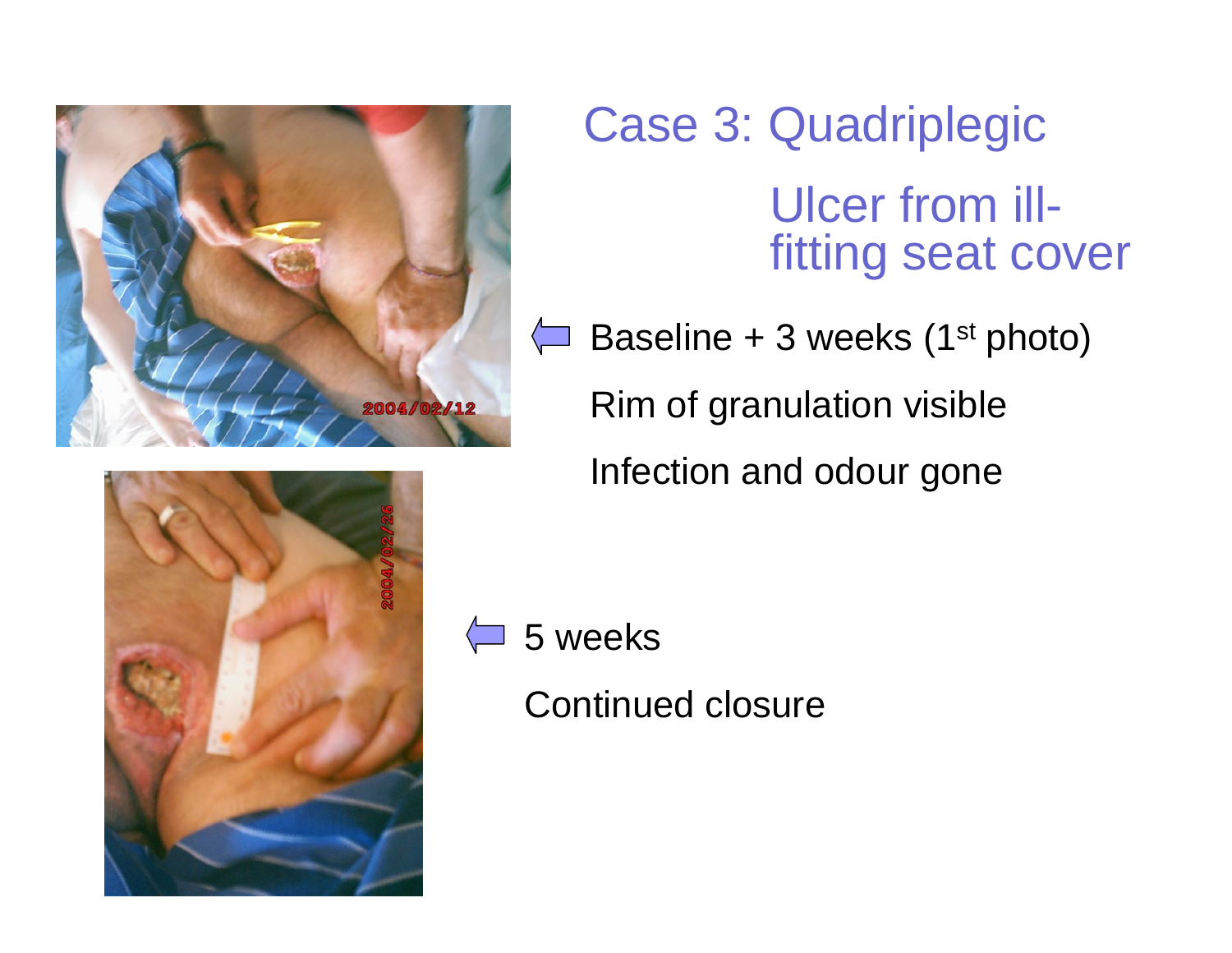# Case 3: Quadriplegic

## Ulcer from ill-fitting seat cover

Baseline + 3 weeks (1st photo)

Rim of granulation visible

Infection and odour gone

5 weeks

Continued closure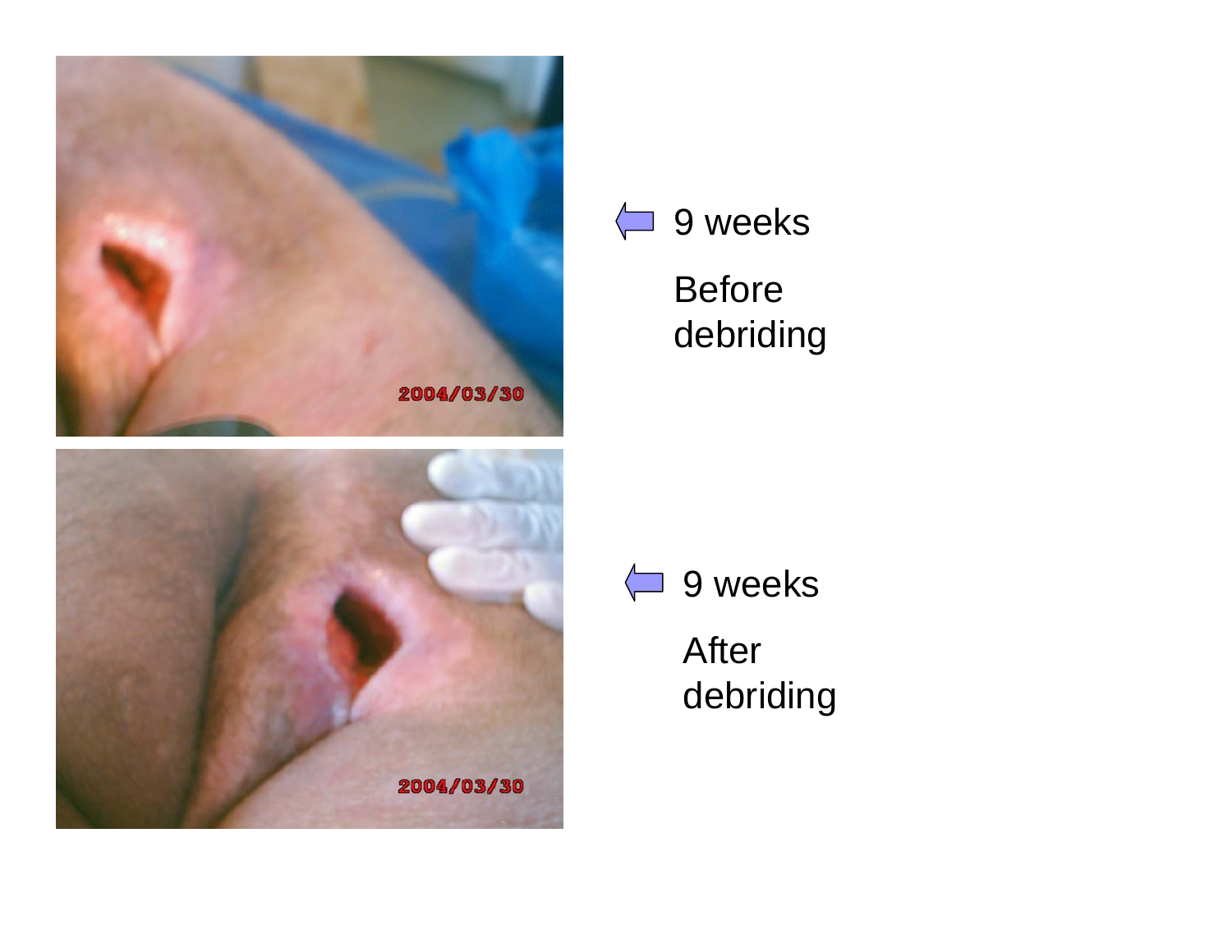9 weeks

Before debriding

9 weeks

After debriding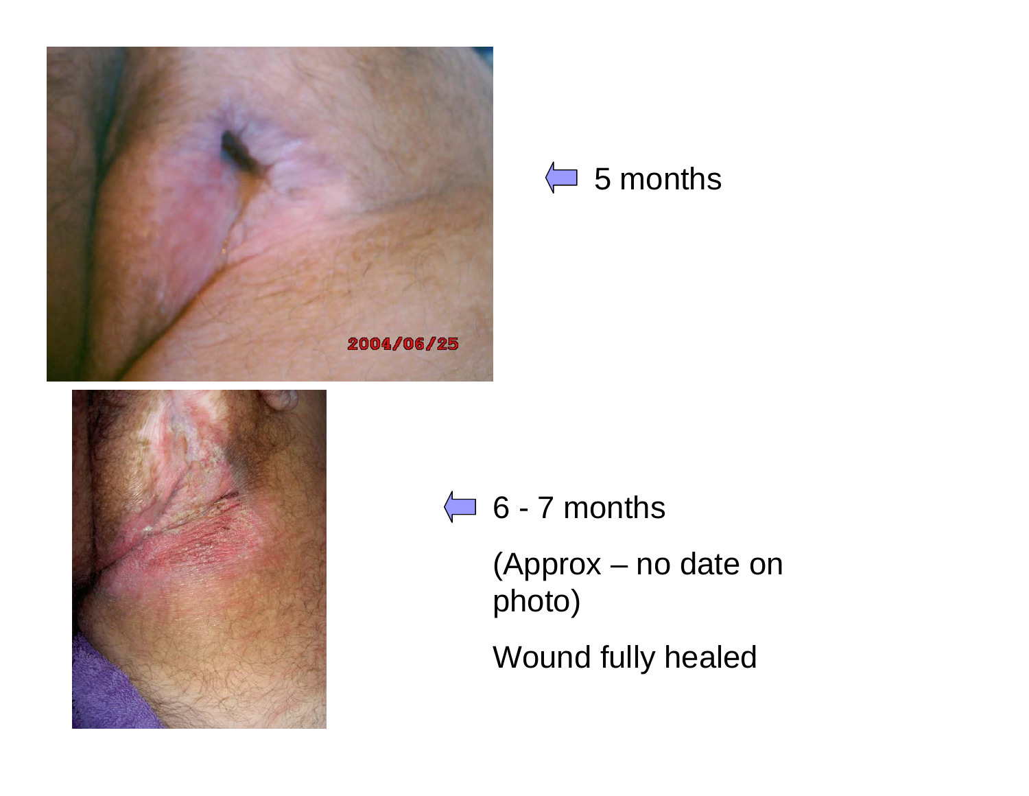5 months

6 - 7 months

(Approx – no date on photo)

Wound fully healed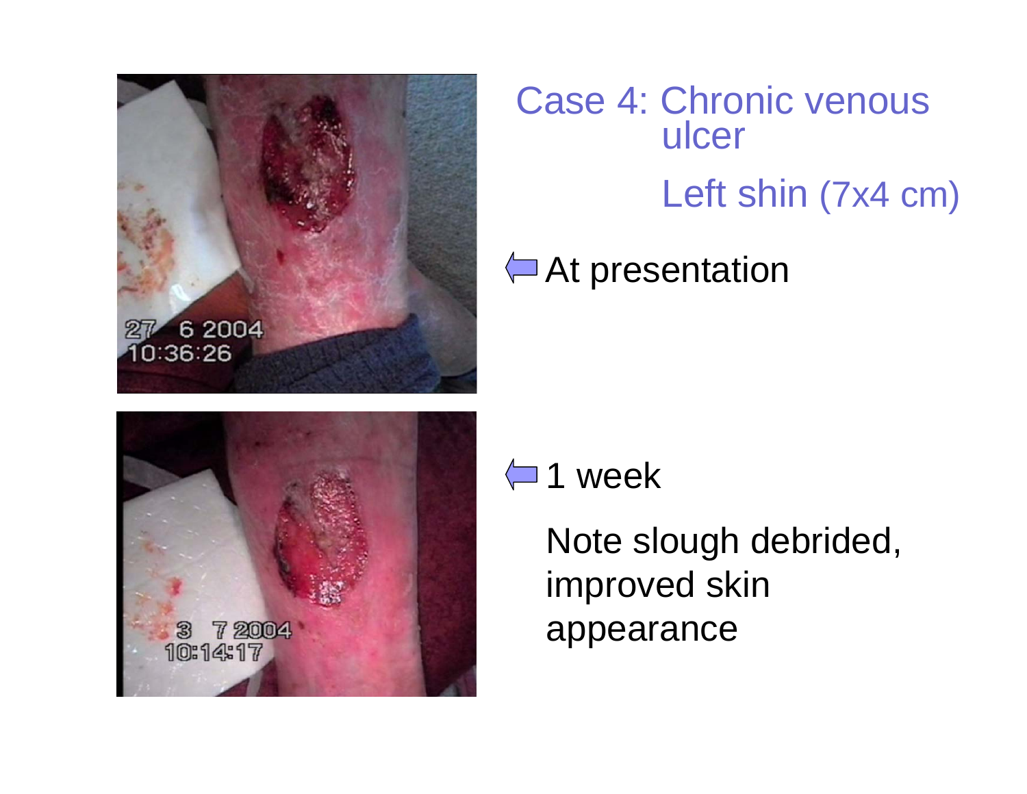# Case 4: Chronic venous ulcer

## Left shin (7x4 cm)

At presentation

1 week

Note slough debrided, improved skin appearance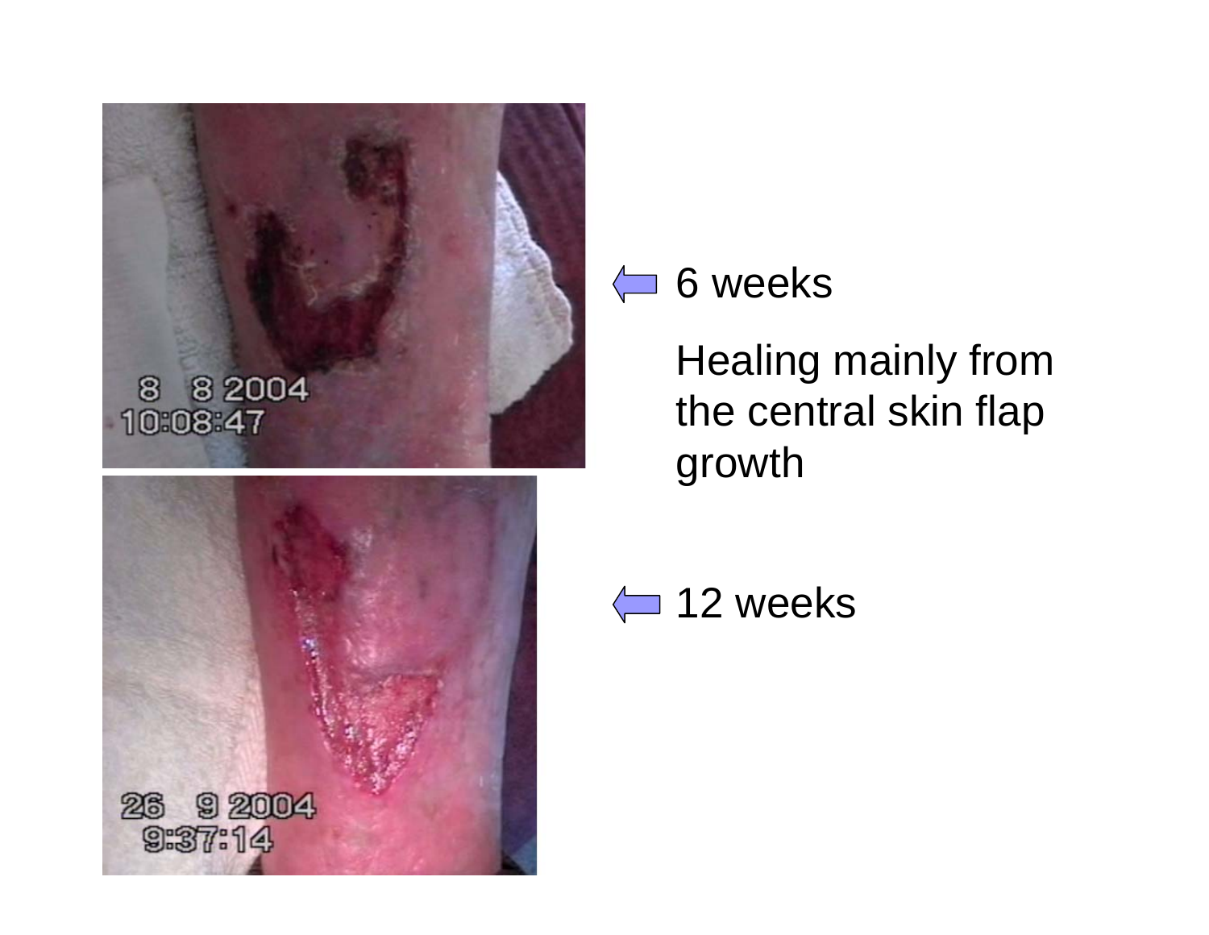6 weeks

Healing mainly from the central skin flap growth

12 weeks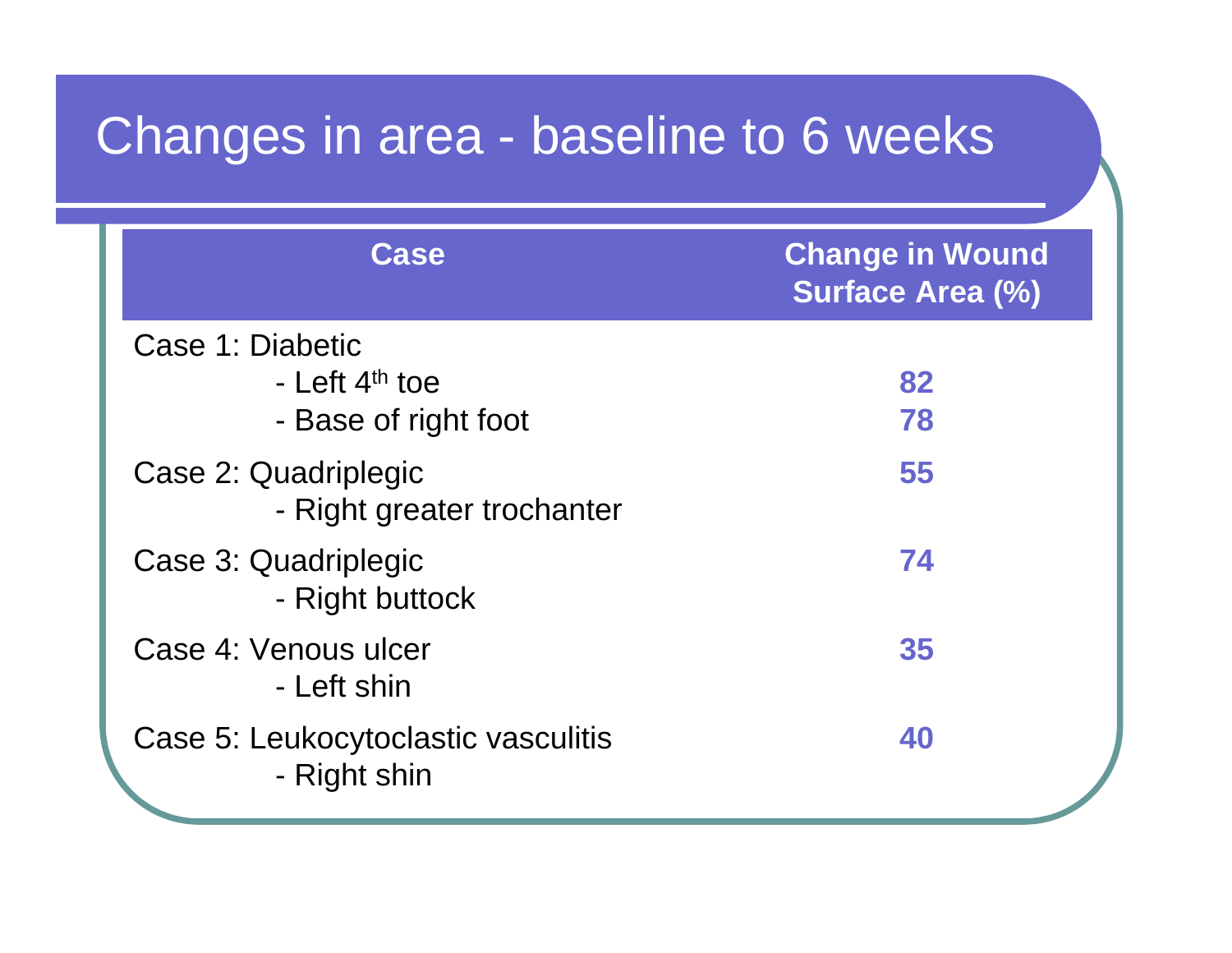# Changes in area - baseline to 6 weeks

| Case | Change in Wound Surface Area (%) |
|---|---|
| Case 1: Diabetic | |
| - Left 4th toe | 82 |
| - Base of right foot | 78 |
| Case 2: Quadriplegic - Right greater trochanter | 55 |
| Case 3: Quadriplegic - Right buttock | 74 |
| Case 4: Venous ulcer - Left shin | 35 |
| Case 5: Leukocytoclastic vasculitis - Right shin | 40 |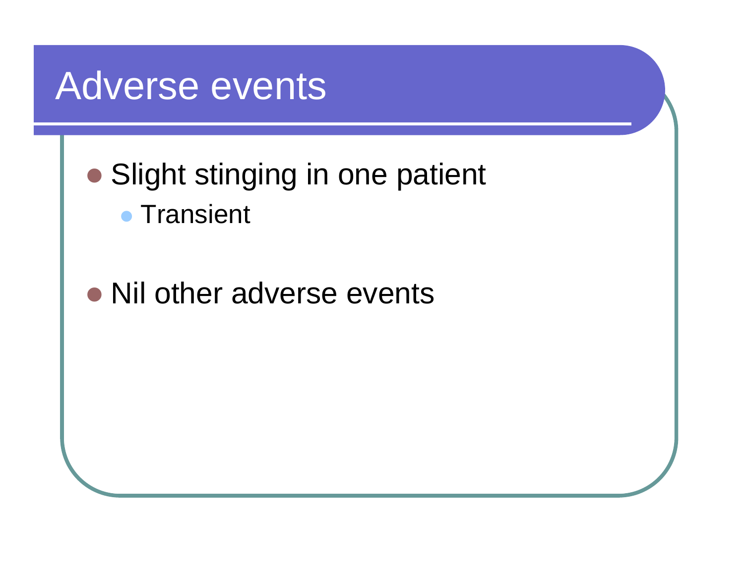# Adverse events

- Slight stinging in one patient
  - Transient
- Nil other adverse events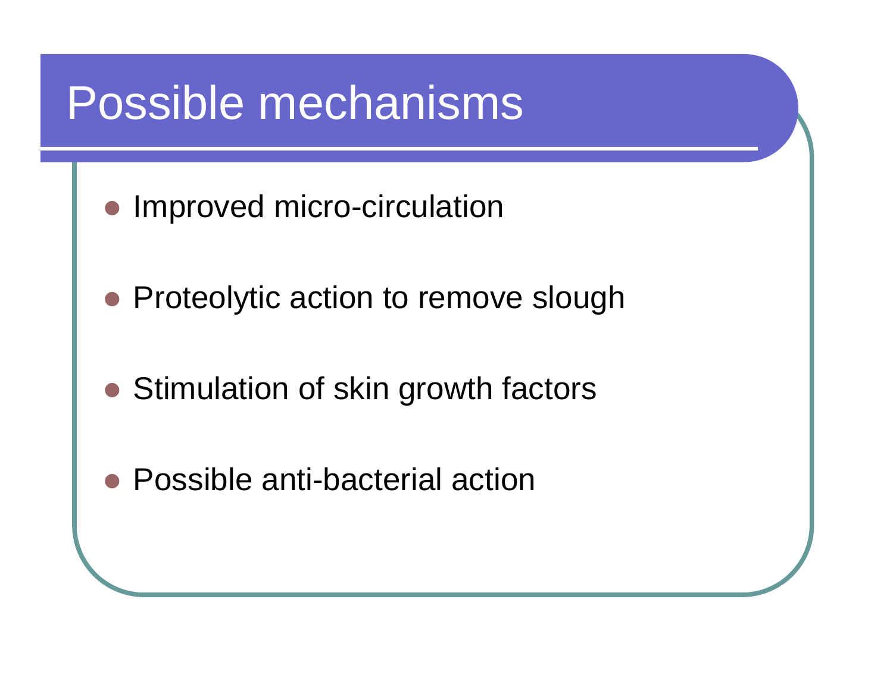# Possible mechanisms

- Improved micro-circulation
- Proteolytic action to remove slough
- Stimulation of skin growth factors
- Possible anti-bacterial action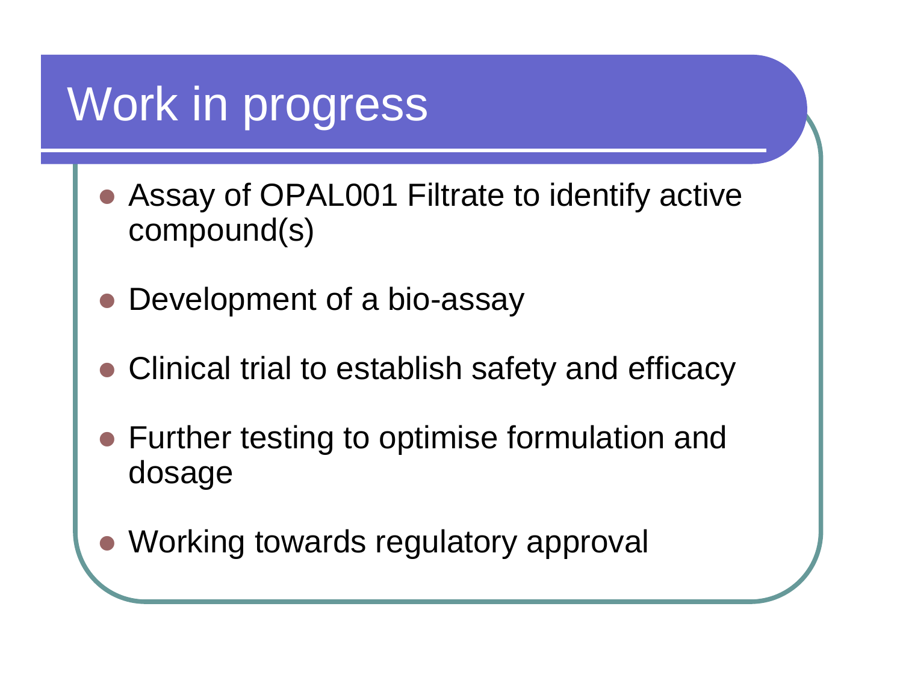# Work in progress

- Assay of OPAL001 Filtrate to identify active compound(s)
- Development of a bio-assay
- Clinical trial to establish safety and efficacy
- Further testing to optimise formulation and dosage
- Working towards regulatory approval